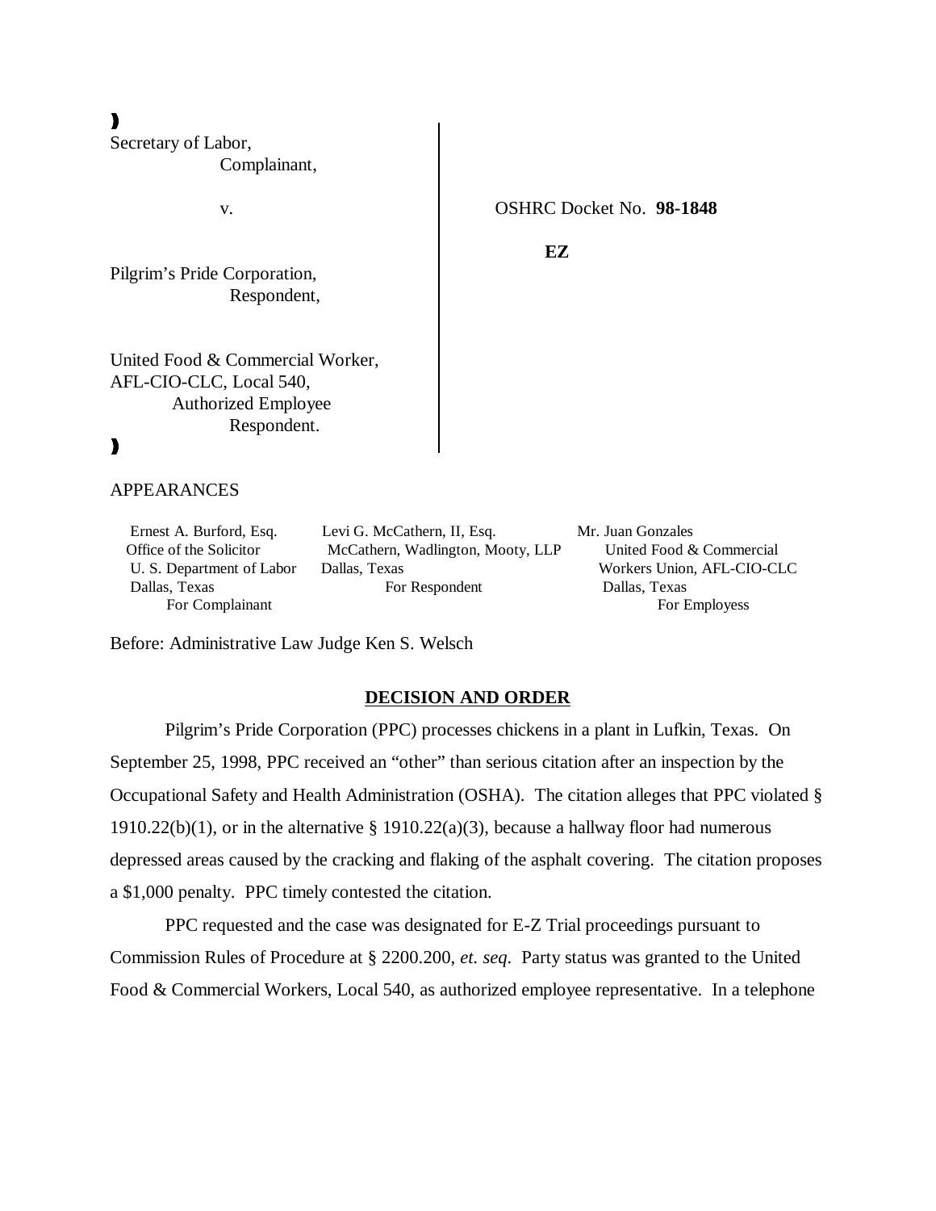Secretary of Labor,
Complainant,

v.

Pilgrim's Pride Corporation,
Respondent,

United Food & Commercial Worker,
AFL-CIO-CLC, Local 540,
Authorized Employee
Respondent.

OSHRC Docket No. **98-1848**

**EZ**

APPEARANCES

| Ernest A. Burford, Esq.<br>Office of the Solicitor<br>U. S. Department of Labor<br>Dallas, Texas<br>For Complainant | Levi G. McCathern, II, Esq.<br>McCathern, Wadlington, Mooty, LLP<br>Dallas, Texas<br>For Respondent | Mr. Juan Gonzales<br>United Food & Commercial<br>Workers Union, AFL-CIO-CLC<br>Dallas, Texas<br>For Employess |
|---|---|---|

Before: Administrative Law Judge Ken S. Welsch

## DECISION AND ORDER

Pilgrim's Pride Corporation (PPC) processes chickens in a plant in Lufkin, Texas. On September 25, 1998, PPC received an "other" than serious citation after an inspection by the Occupational Safety and Health Administration (OSHA). The citation alleges that PPC violated § 1910.22(b)(1), or in the alternative § 1910.22(a)(3), because a hallway floor had numerous depressed areas caused by the cracking and flaking of the asphalt covering. The citation proposes a $1,000 penalty. PPC timely contested the citation.

PPC requested and the case was designated for E-Z Trial proceedings pursuant to Commission Rules of Procedure at § 2200.200, *et. seq*. Party status was granted to the United Food & Commercial Workers, Local 540, as authorized employee representative. In a telephone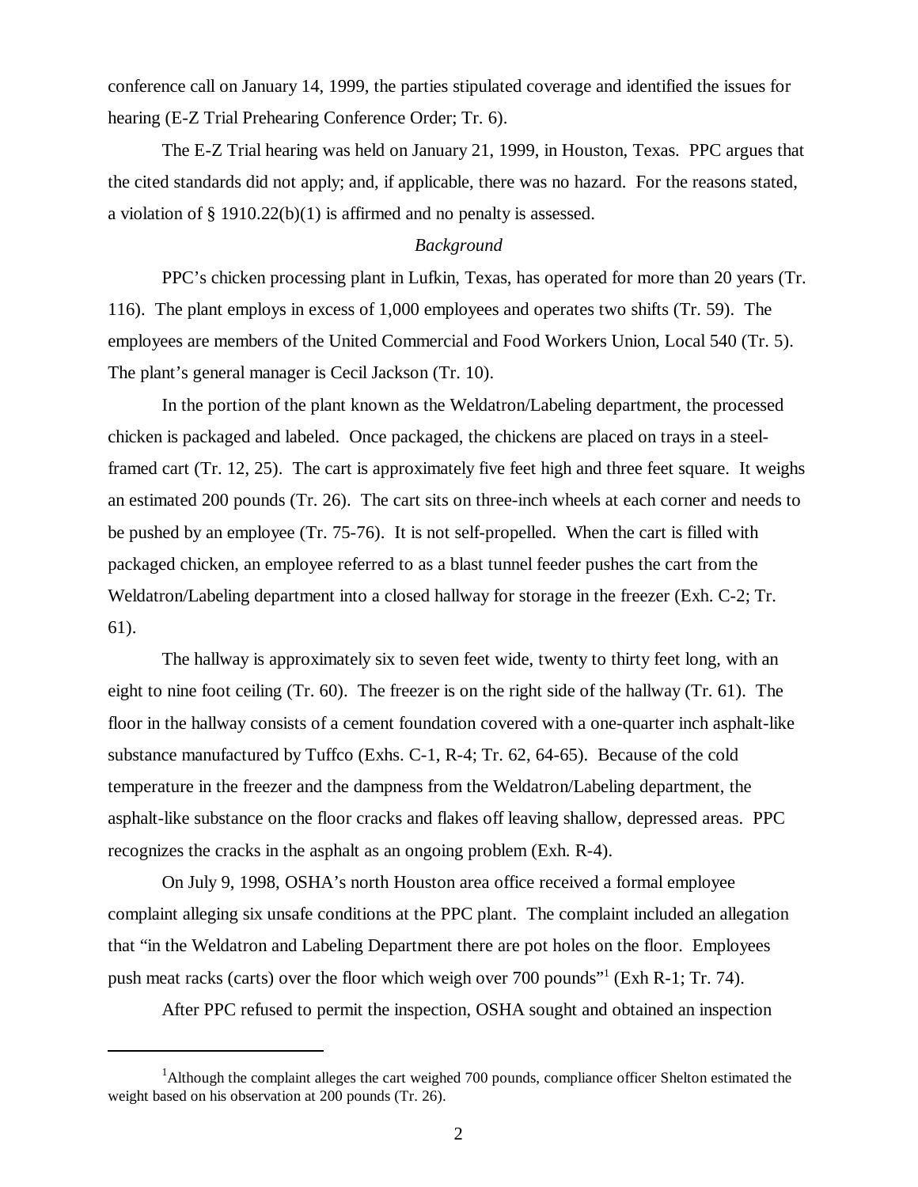conference call on January 14, 1999, the parties stipulated coverage and identified the issues for hearing (E-Z Trial Prehearing Conference Order; Tr. 6).

The E-Z Trial hearing was held on January 21, 1999, in Houston, Texas. PPC argues that the cited standards did not apply; and, if applicable, there was no hazard. For the reasons stated, a violation of § 1910.22(b)(1) is affirmed and no penalty is assessed.

*Background*

PPC's chicken processing plant in Lufkin, Texas, has operated for more than 20 years (Tr. 116). The plant employs in excess of 1,000 employees and operates two shifts (Tr. 59). The employees are members of the United Commercial and Food Workers Union, Local 540 (Tr. 5). The plant's general manager is Cecil Jackson (Tr. 10).

In the portion of the plant known as the Weldatron/Labeling department, the processed chicken is packaged and labeled. Once packaged, the chickens are placed on trays in a steel-framed cart (Tr. 12, 25). The cart is approximately five feet high and three feet square. It weighs an estimated 200 pounds (Tr. 26). The cart sits on three-inch wheels at each corner and needs to be pushed by an employee (Tr. 75-76). It is not self-propelled. When the cart is filled with packaged chicken, an employee referred to as a blast tunnel feeder pushes the cart from the Weldatron/Labeling department into a closed hallway for storage in the freezer (Exh. C-2; Tr. 61).

The hallway is approximately six to seven feet wide, twenty to thirty feet long, with an eight to nine foot ceiling (Tr. 60). The freezer is on the right side of the hallway (Tr. 61). The floor in the hallway consists of a cement foundation covered with a one-quarter inch asphalt-like substance manufactured by Tuffco (Exhs. C-1, R-4; Tr. 62, 64-65). Because of the cold temperature in the freezer and the dampness from the Weldatron/Labeling department, the asphalt-like substance on the floor cracks and flakes off leaving shallow, depressed areas. PPC recognizes the cracks in the asphalt as an ongoing problem (Exh. R-4).

On July 9, 1998, OSHA's north Houston area office received a formal employee complaint alleging six unsafe conditions at the PPC plant. The complaint included an allegation that "in the Weldatron and Labeling Department there are pot holes on the floor. Employees push meat racks (carts) over the floor which weigh over 700 pounds"[1] (Exh R-1; Tr. 74).

After PPC refused to permit the inspection, OSHA sought and obtained an inspection

---

[1] Although the complaint alleges the cart weighed 700 pounds, compliance officer Shelton estimated the weight based on his observation at 200 pounds (Tr. 26).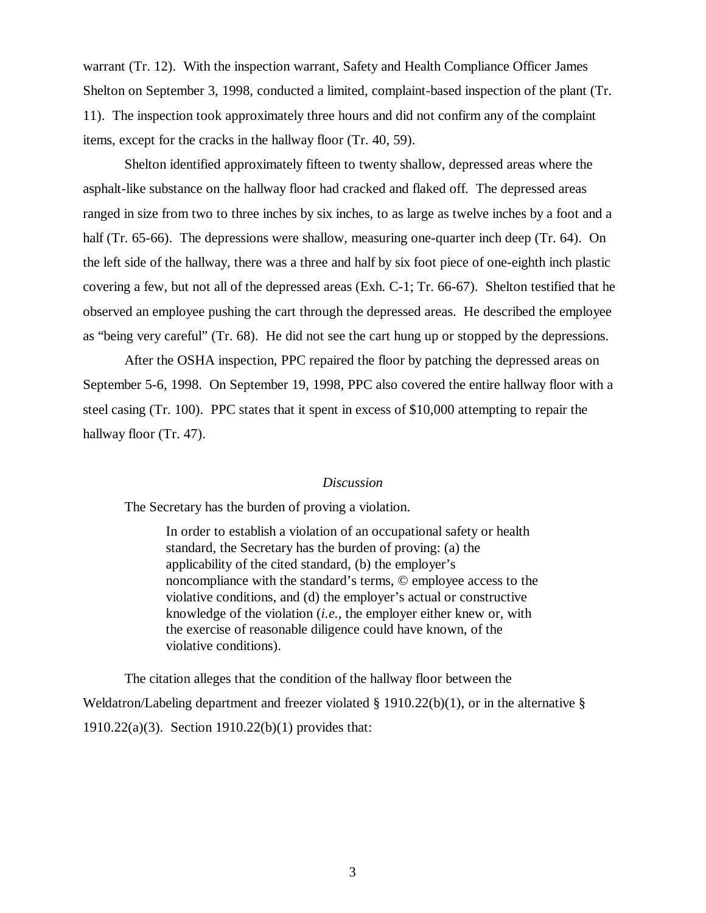warrant (Tr. 12). With the inspection warrant, Safety and Health Compliance Officer James Shelton on September 3, 1998, conducted a limited, complaint-based inspection of the plant (Tr. 11). The inspection took approximately three hours and did not confirm any of the complaint items, except for the cracks in the hallway floor (Tr. 40, 59).

Shelton identified approximately fifteen to twenty shallow, depressed areas where the asphalt-like substance on the hallway floor had cracked and flaked off. The depressed areas ranged in size from two to three inches by six inches, to as large as twelve inches by a foot and a half (Tr. 65-66). The depressions were shallow, measuring one-quarter inch deep (Tr. 64). On the left side of the hallway, there was a three and half by six foot piece of one-eighth inch plastic covering a few, but not all of the depressed areas (Exh. C-1; Tr. 66-67). Shelton testified that he observed an employee pushing the cart through the depressed areas. He described the employee as "being very careful" (Tr. 68). He did not see the cart hung up or stopped by the depressions.

After the OSHA inspection, PPC repaired the floor by patching the depressed areas on September 5-6, 1998. On September 19, 1998, PPC also covered the entire hallway floor with a steel casing (Tr. 100). PPC states that it spent in excess of $10,000 attempting to repair the hallway floor (Tr. 47).

*Discussion*

The Secretary has the burden of proving a violation.

> In order to establish a violation of an occupational safety or health standard, the Secretary has the burden of proving: (a) the applicability of the cited standard, (b) the employer's noncompliance with the standard's terms, © employee access to the violative conditions, and (d) the employer's actual or constructive knowledge of the violation (*i.e.,* the employer either knew or, with the exercise of reasonable diligence could have known, of the violative conditions).

The citation alleges that the condition of the hallway floor between the Weldatron/Labeling department and freezer violated § 1910.22(b)(1), or in the alternative § 1910.22(a)(3). Section 1910.22(b)(1) provides that: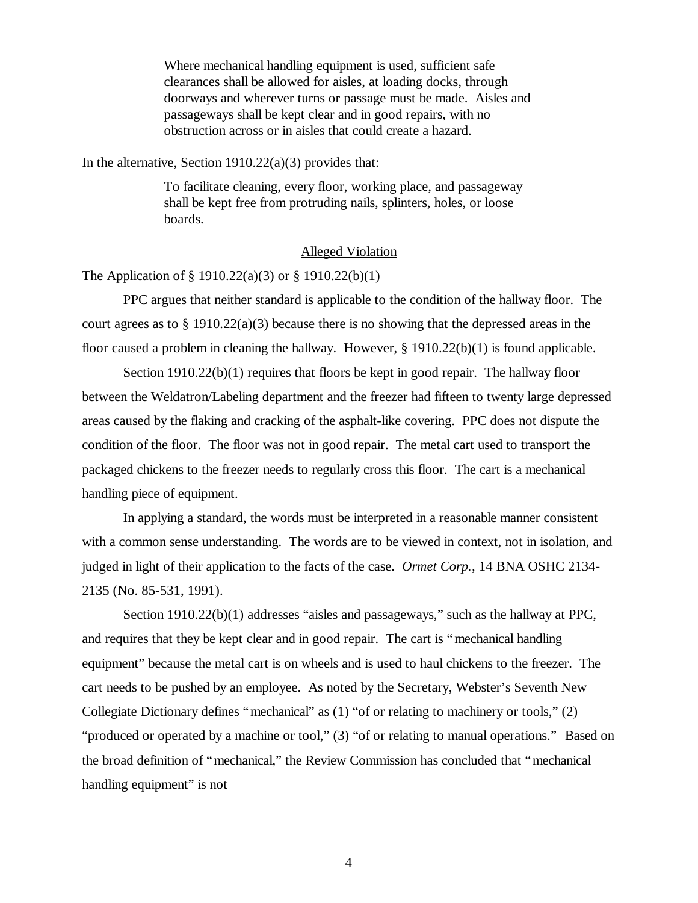> Where mechanical handling equipment is used, sufficient safe clearances shall be allowed for aisles, at loading docks, through doorways and wherever turns or passage must be made. Aisles and passageways shall be kept clear and in good repairs, with no obstruction across or in aisles that could create a hazard.

In the alternative, Section 1910.22(a)(3) provides that:

> To facilitate cleaning, every floor, working place, and passageway shall be kept free from protruding nails, splinters, holes, or loose boards.

## Alleged Violation

### The Application of § 1910.22(a)(3) or § 1910.22(b)(1)

PPC argues that neither standard is applicable to the condition of the hallway floor. The court agrees as to § 1910.22(a)(3) because there is no showing that the depressed areas in the floor caused a problem in cleaning the hallway. However, § 1910.22(b)(1) is found applicable.

Section 1910.22(b)(1) requires that floors be kept in good repair. The hallway floor between the Weldatron/Labeling department and the freezer had fifteen to twenty large depressed areas caused by the flaking and cracking of the asphalt-like covering. PPC does not dispute the condition of the floor. The floor was not in good repair. The metal cart used to transport the packaged chickens to the freezer needs to regularly cross this floor. The cart is a mechanical handling piece of equipment.

In applying a standard, the words must be interpreted in a reasonable manner consistent with a common sense understanding. The words are to be viewed in context, not in isolation, and judged in light of their application to the facts of the case. *Ormet Corp.*, 14 BNA OSHC 2134-2135 (No. 85-531, 1991).

Section 1910.22(b)(1) addresses "aisles and passageways," such as the hallway at PPC, and requires that they be kept clear and in good repair. The cart is "mechanical handling equipment" because the metal cart is on wheels and is used to haul chickens to the freezer. The cart needs to be pushed by an employee. As noted by the Secretary, Webster's Seventh New Collegiate Dictionary defines "mechanical" as (1) "of or relating to machinery or tools," (2) "produced or operated by a machine or tool," (3) "of or relating to manual operations." Based on the broad definition of "mechanical," the Review Commission has concluded that "mechanical handling equipment" is not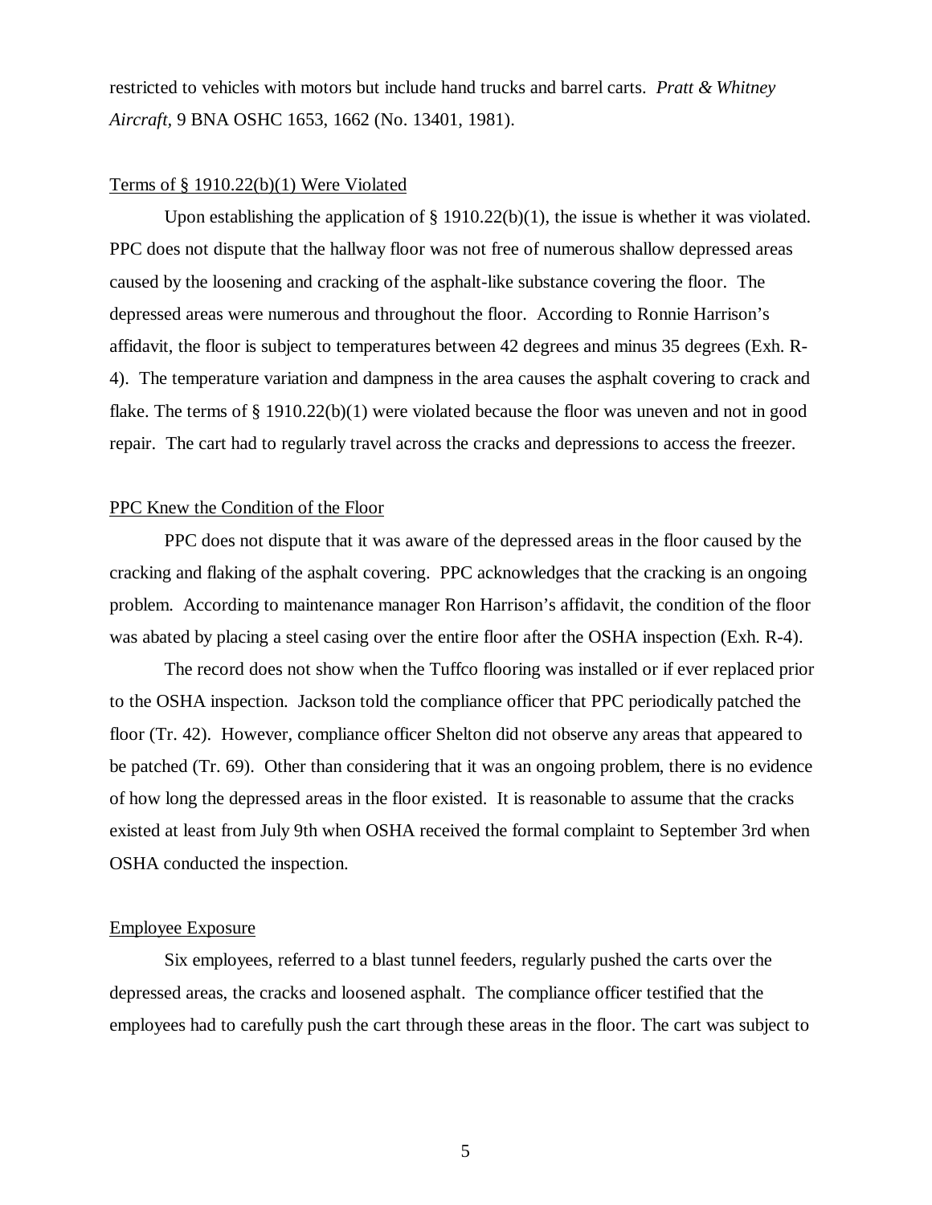restricted to vehicles with motors but include hand trucks and barrel carts. *Pratt & Whitney Aircraft*, 9 BNA OSHC 1653, 1662 (No. 13401, 1981).

<u>Terms of § 1910.22(b)(1) Were Violated</u>

Upon establishing the application of § 1910.22(b)(1), the issue is whether it was violated. PPC does not dispute that the hallway floor was not free of numerous shallow depressed areas caused by the loosening and cracking of the asphalt-like substance covering the floor. The depressed areas were numerous and throughout the floor. According to Ronnie Harrison's affidavit, the floor is subject to temperatures between 42 degrees and minus 35 degrees (Exh. R-4). The temperature variation and dampness in the area causes the asphalt covering to crack and flake. The terms of § 1910.22(b)(1) were violated because the floor was uneven and not in good repair. The cart had to regularly travel across the cracks and depressions to access the freezer.

<u>PPC Knew the Condition of the Floor</u>

PPC does not dispute that it was aware of the depressed areas in the floor caused by the cracking and flaking of the asphalt covering. PPC acknowledges that the cracking is an ongoing problem. According to maintenance manager Ron Harrison's affidavit, the condition of the floor was abated by placing a steel casing over the entire floor after the OSHA inspection (Exh. R-4).

The record does not show when the Tuffco flooring was installed or if ever replaced prior to the OSHA inspection. Jackson told the compliance officer that PPC periodically patched the floor (Tr. 42). However, compliance officer Shelton did not observe any areas that appeared to be patched (Tr. 69). Other than considering that it was an ongoing problem, there is no evidence of how long the depressed areas in the floor existed. It is reasonable to assume that the cracks existed at least from July 9th when OSHA received the formal complaint to September 3rd when OSHA conducted the inspection.

<u>Employee Exposure</u>

Six employees, referred to a blast tunnel feeders, regularly pushed the carts over the depressed areas, the cracks and loosened asphalt. The compliance officer testified that the employees had to carefully push the cart through these areas in the floor. The cart was subject to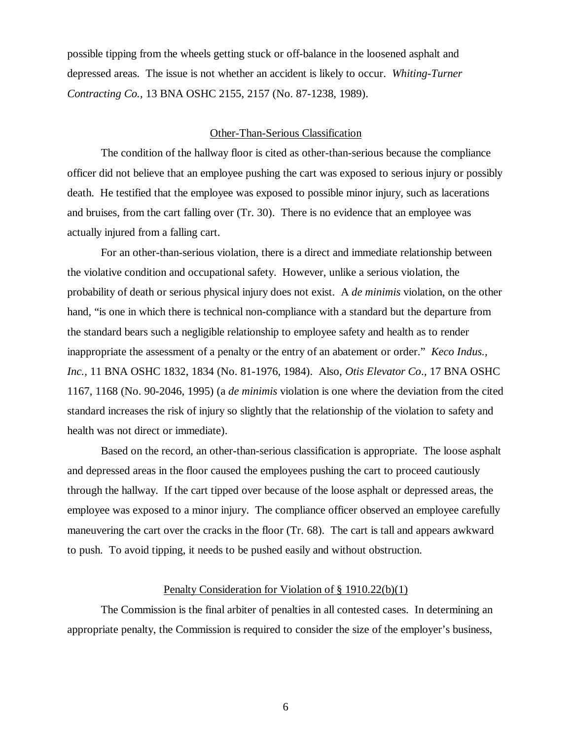possible tipping from the wheels getting stuck or off-balance in the loosened asphalt and depressed areas. The issue is not whether an accident is likely to occur. *Whiting-Turner Contracting Co.*, 13 BNA OSHC 2155, 2157 (No. 87-1238, 1989).

## Other-Than-Serious Classification

The condition of the hallway floor is cited as other-than-serious because the compliance officer did not believe that an employee pushing the cart was exposed to serious injury or possibly death. He testified that the employee was exposed to possible minor injury, such as lacerations and bruises, from the cart falling over (Tr. 30). There is no evidence that an employee was actually injured from a falling cart.

For an other-than-serious violation, there is a direct and immediate relationship between the violative condition and occupational safety. However, unlike a serious violation, the probability of death or serious physical injury does not exist. A *de minimis* violation, on the other hand, "is one in which there is technical non-compliance with a standard but the departure from the standard bears such a negligible relationship to employee safety and health as to render inappropriate the assessment of a penalty or the entry of an abatement or order." *Keco Indus., Inc.*, 11 BNA OSHC 1832, 1834 (No. 81-1976, 1984). Also, *Otis Elevator Co*., 17 BNA OSHC 1167, 1168 (No. 90-2046, 1995) (a *de minimis* violation is one where the deviation from the cited standard increases the risk of injury so slightly that the relationship of the violation to safety and health was not direct or immediate).

Based on the record, an other-than-serious classification is appropriate. The loose asphalt and depressed areas in the floor caused the employees pushing the cart to proceed cautiously through the hallway. If the cart tipped over because of the loose asphalt or depressed areas, the employee was exposed to a minor injury. The compliance officer observed an employee carefully maneuvering the cart over the cracks in the floor (Tr. 68). The cart is tall and appears awkward to push. To avoid tipping, it needs to be pushed easily and without obstruction.

## Penalty Consideration for Violation of § 1910.22(b)(1)

The Commission is the final arbiter of penalties in all contested cases. In determining an appropriate penalty, the Commission is required to consider the size of the employer's business,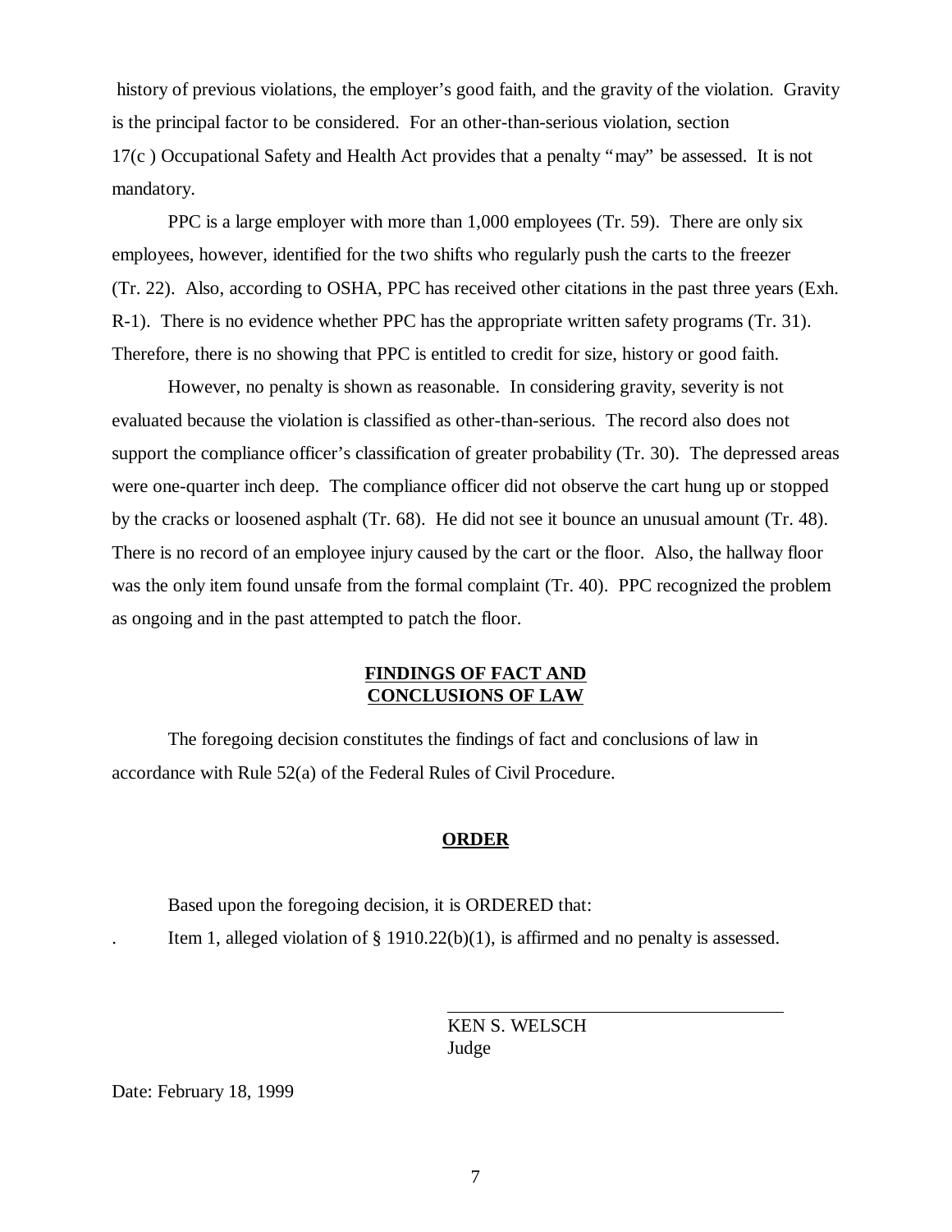history of previous violations, the employer's good faith, and the gravity of the violation. Gravity is the principal factor to be considered. For an other-than-serious violation, section 17(c ) Occupational Safety and Health Act provides that a penalty "may" be assessed. It is not mandatory.

PPC is a large employer with more than 1,000 employees (Tr. 59). There are only six employees, however, identified for the two shifts who regularly push the carts to the freezer (Tr. 22). Also, according to OSHA, PPC has received other citations in the past three years (Exh. R-1). There is no evidence whether PPC has the appropriate written safety programs (Tr. 31). Therefore, there is no showing that PPC is entitled to credit for size, history or good faith.

However, no penalty is shown as reasonable. In considering gravity, severity is not evaluated because the violation is classified as other-than-serious. The record also does not support the compliance officer's classification of greater probability (Tr. 30). The depressed areas were one-quarter inch deep. The compliance officer did not observe the cart hung up or stopped by the cracks or loosened asphalt (Tr. 68). He did not see it bounce an unusual amount (Tr. 48). There is no record of an employee injury caused by the cart or the floor. Also, the hallway floor was the only item found unsafe from the formal complaint (Tr. 40). PPC recognized the problem as ongoing and in the past attempted to patch the floor.

## FINDINGS OF FACT AND CONCLUSIONS OF LAW

The foregoing decision constitutes the findings of fact and conclusions of law in accordance with Rule 52(a) of the Federal Rules of Civil Procedure.

## ORDER

Based upon the foregoing decision, it is ORDERED that:

. Item 1, alleged violation of § 1910.22(b)(1), is affirmed and no penalty is assessed.

KEN S. WELSCH
Judge

Date: February 18, 1999